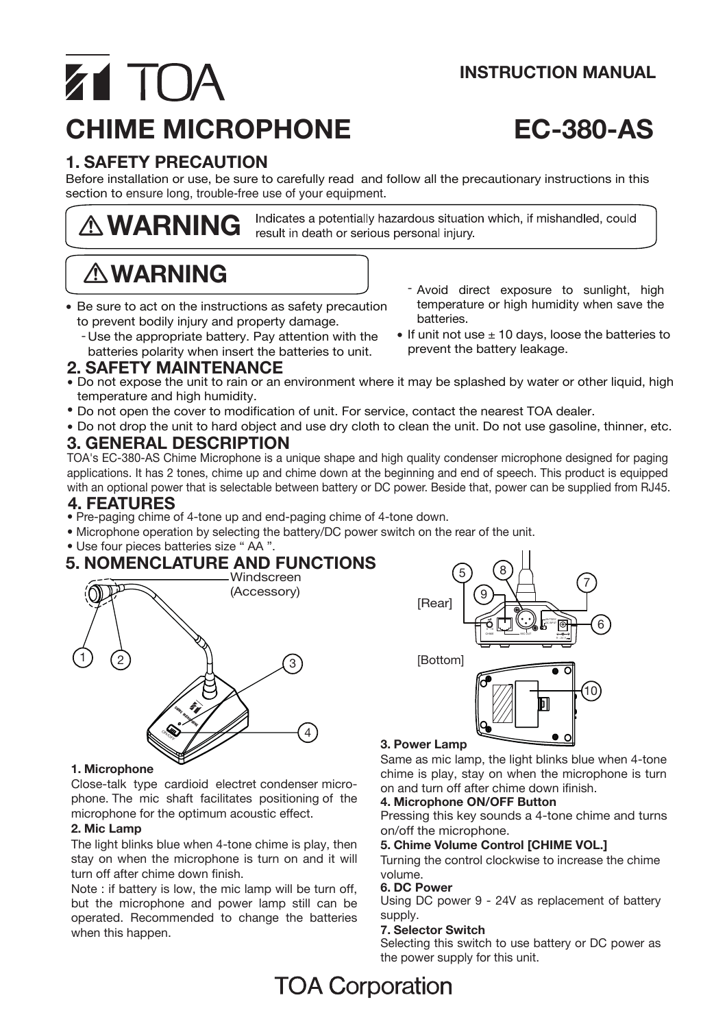**INSTRUCTION MANUAL**

# CHIME MICROPHONE EC-380-AS

## 1. SAFETY PRECAUTION

Before installation or use, be sure to carefully read and follow all the precautionary instructions in this section to ensure long, trouble-free use of your equipment.

**⚠ WARNING** Indicates a potentially hazardous situation which, if mishandled, could result in death or serious personal injury.

### ⚠ WARNING

- Be sure to act on the instructions as safety precaution to prevent bodily injury and property damage.
  - Use the appropriate battery. Pay attention with the batteries polarity when insert the batteries to unit.
  - Avoid direct exposure to sunlight, high temperature or high humidity when save the batteries.
- If unit not use ± 10 days, loose the batteries to prevent the battery leakage.

## 2. SAFETY MAINTENANCE

- Do not expose the unit to rain or an environment where it may be splashed by water or other liquid, high temperature and high humidity.
- Do not open the cover to modification of unit. For service, contact the nearest TOA dealer.
- Do not drop the unit to hard object and use dry cloth to clean the unit. Do not use gasoline, thinner, etc.

## 3. GENERAL DESCRIPTION

TOA's EC-380-AS Chime Microphone is a unique shape and high quality condenser microphone designed for paging applications. It has 2 tones, chime up and chime down at the beginning and end of speech. This product is equipped with an optional power that is selectable between battery or DC power. Beside that, power can be supplied from RJ45.

## 4. FEATURES

- Pre-paging chime of 4-tone up and end-paging chime of 4-tone down.
- Microphone operation by selecting the battery/DC power switch on the rear of the unit.
- Use four pieces batteries size " AA ".

## 5. NOMENCLATURE AND FUNCTIONS

Windscreen (Accessory)

[Rear]

[Bottom]

**1. Microphone**

Close-talk type cardioid electret condenser microphone. The mic shaft facilitates positioning of the microphone for the optimum acoustic effect.

**2. Mic Lamp**

The light blinks blue when 4-tone chime is play, then stay on when the microphone is turn on and it will turn off after chime down finish.

Note : if battery is low, the mic lamp will be turn off, but the microphone and power lamp still can be operated. Recommended to change the batteries when this happen.

**3. Power Lamp**

Same as mic lamp, the light blinks blue when 4-tone chime is play, stay on when the microphone is turn on and turn off after chime down ifinish.

**4. Microphone ON/OFF Button**

Pressing this key sounds a 4-tone chime and turns on/off the microphone.

**5. Chime Volume Control [CHIME VOL.]**

Turning the control clockwise to increase the chime volume.

**6. DC Power**

Using DC power 9 - 24V as replacement of battery supply.

**7. Selector Switch**

Selecting this switch to use battery or DC power as the power supply for this unit.

TOA Corporation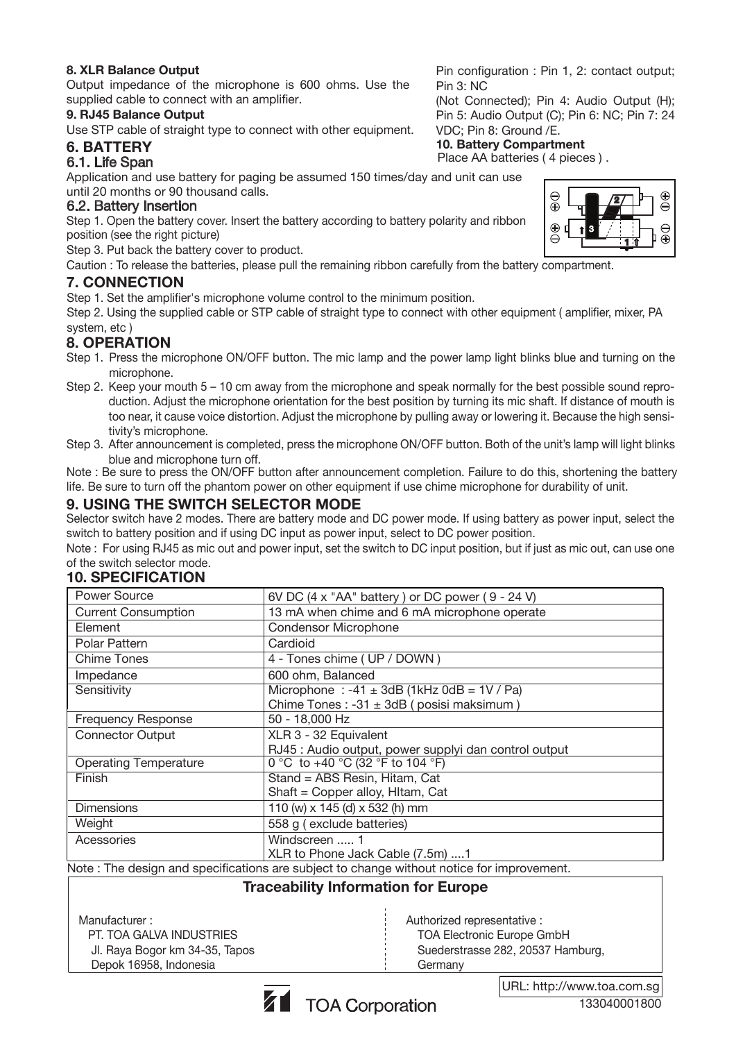**8. XLR Balance Output**

Output impedance of the microphone is 600 ohms. Use the supplied cable to connect with an amplifier.

**9. RJ45 Balance Output**

Use STP cable of straight type to connect with other equipment.

Pin configuration : Pin 1, 2: contact output; Pin 3: NC (Not Connected); Pin 4: Audio Output (H); Pin 5: Audio Output (C); Pin 6: NC; Pin 7: 24 VDC; Pin 8: Ground /E.

**10. Battery Compartment**

Place AA batteries ( 4 pieces ) .

## 6. BATTERY

### 6.1. Life Span

Application and use battery for paging be assumed 150 times/day and unit can use until 20 months or 90 thousand calls.

### 6.2. Battery Insertion

Step 1. Open the battery cover. Insert the battery according to battery polarity and ribbon position (see the right picture)

Step 3. Put back the battery cover to product.

Caution : To release the batteries, please pull the remaining ribbon carefully from the battery compartment.

## 7. CONNECTION

Step 1. Set the amplifier's microphone volume control to the minimum position.

Step 2. Using the supplied cable or STP cable of straight type to connect with other equipment ( amplifier, mixer, PA system, etc )

## 8. OPERATION

Step 1. Press the microphone ON/OFF button. The mic lamp and the power lamp light blinks blue and turning on the microphone.

Step 2. Keep your mouth 5 – 10 cm away from the microphone and speak normally for the best possible sound reproduction. Adjust the microphone orientation for the best position by turning its mic shaft. If distance of mouth is too near, it cause voice distortion. Adjust the microphone by pulling away or lowering it. Because the high sensitivity's microphone.

Step 3. After announcement is completed, press the microphone ON/OFF button. Both of the unit's lamp will light blinks blue and microphone turn off.

Note : Be sure to press the ON/OFF button after announcement completion. Failure to do this, shortening the battery life. Be sure to turn off the phantom power on other equipment if use chime microphone for durability of unit.

## 9. USING THE SWITCH SELECTOR MODE

Selector switch have 2 modes. There are battery mode and DC power mode. If using battery as power input, select the switch to battery position and if using DC input as power input, select to DC power position.

Note : For using RJ45 as mic out and power input, set the switch to DC input position, but if just as mic out, can use one of the switch selector mode.

## 10. SPECIFICATION

| | |
|---|---|
| Power Source | 6V DC (4 x "AA" battery ) or DC power ( 9 - 24 V) |
| Current Consumption | 13 mA when chime and 6 mA microphone operate |
| Element | Condensor Microphone |
| Polar Pattern | Cardioid |
| Chime Tones | 4 - Tones chime ( UP / DOWN ) |
| Impedance | 600 ohm, Balanced |
| Sensitivity | Microphone : -41 ± 3dB (1kHz 0dB = 1V / Pa)<br>Chime Tones : -31 ± 3dB ( posisi maksimum ) |
| Frequency Response | 50 - 18,000 Hz |
| Connector Output | XLR 3 - 32 Equivalent<br>RJ45 : Audio output, power supplyi dan control output |
| Operating Temperature | 0 °C to +40 °C (32 °F to 104 °F) |
| Finish | Stand = ABS Resin, Hitam, Cat<br>Shaft = Copper alloy, HItam, Cat |
| Dimensions | 110 (w) x 145 (d) x 532 (h) mm |
| Weight | 558 g ( exclude batteries) |
| Acessories | Windscreen ..... 1<br>XLR to Phone Jack Cable (7.5m) ....1 |

Note : The design and specifications are subject to change without notice for improvement.

**Traceability Information for Europe**

Manufacturer :
PT. TOA GALVA INDUSTRIES
Jl. Raya Bogor km 34-35, Tapos
Depok 16958, Indonesia

Authorized representative :
TOA Electronic Europe GmbH
Suederstrasse 282, 20537 Hamburg,
Germany

TOA Corporation

URL: http://www.toa.com.sg

133040001800